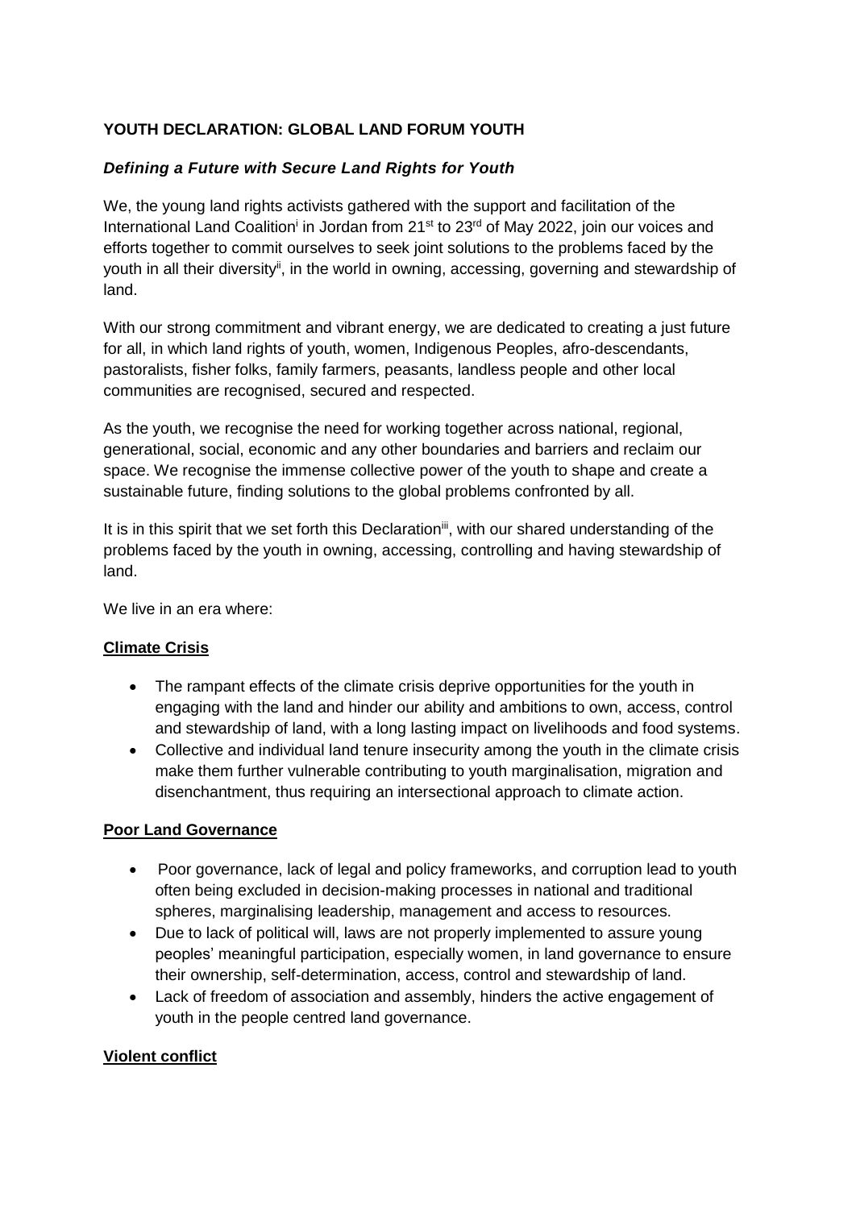**YOUTH DECLARATION: GLOBAL LAND FORUM YOUTH**

***Defining a Future with Secure Land Rights for Youth***

We, the young land rights activists gathered with the support and facilitation of the International Land Coalition[i] in Jordan from 21st to 23rd of May 2022, join our voices and efforts together to commit ourselves to seek joint solutions to the problems faced by the youth in all their diversity[ii], in the world in owning, accessing, governing and stewardship of land.

With our strong commitment and vibrant energy, we are dedicated to creating a just future for all, in which land rights of youth, women, Indigenous Peoples, afro-descendants, pastoralists, fisher folks, family farmers, peasants, landless people and other local communities are recognised, secured and respected.

As the youth, we recognise the need for working together across national, regional, generational, social, economic and any other boundaries and barriers and reclaim our space. We recognise the immense collective power of the youth to shape and create a sustainable future, finding solutions to the global problems confronted by all.

It is in this spirit that we set forth this Declaration[iii], with our shared understanding of the problems faced by the youth in owning, accessing, controlling and having stewardship of land.

We live in an era where:

**Climate Crisis**

- The rampant effects of the climate crisis deprive opportunities for the youth in engaging with the land and hinder our ability and ambitions to own, access, control and stewardship of land, with a long lasting impact on livelihoods and food systems.
- Collective and individual land tenure insecurity among the youth in the climate crisis make them further vulnerable contributing to youth marginalisation, migration and disenchantment, thus requiring an intersectional approach to climate action.

**Poor Land Governance**

- Poor governance, lack of legal and policy frameworks, and corruption lead to youth often being excluded in decision-making processes in national and traditional spheres, marginalising leadership, management and access to resources.
- Due to lack of political will, laws are not properly implemented to assure young peoples' meaningful participation, especially women, in land governance to ensure their ownership, self-determination, access, control and stewardship of land.
- Lack of freedom of association and assembly, hinders the active engagement of youth in the people centred land governance.

**Violent conflict**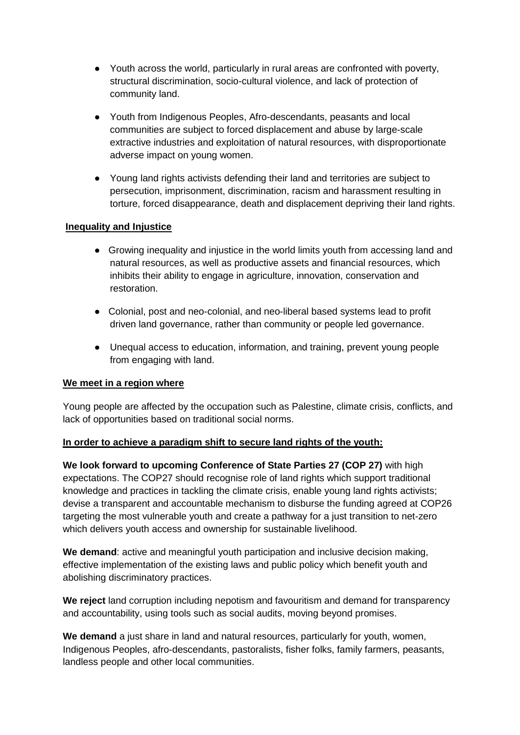- Youth across the world, particularly in rural areas are confronted with poverty, structural discrimination, socio-cultural violence, and lack of protection of community land.
- Youth from Indigenous Peoples, Afro-descendants, peasants and local communities are subject to forced displacement and abuse by large-scale extractive industries and exploitation of natural resources, with disproportionate adverse impact on young women.
- Young land rights activists defending their land and territories are subject to persecution, imprisonment, discrimination, racism and harassment resulting in torture, forced disappearance, death and displacement depriving their land rights.

**Inequality and Injustice**

- Growing inequality and injustice in the world limits youth from accessing land and natural resources, as well as productive assets and financial resources, which inhibits their ability to engage in agriculture, innovation, conservation and restoration.
- Colonial, post and neo-colonial, and neo-liberal based systems lead to profit driven land governance, rather than community or people led governance.
- Unequal access to education, information, and training, prevent young people from engaging with land.

**We meet in a region where**

Young people are affected by the occupation such as Palestine, climate crisis, conflicts, and lack of opportunities based on traditional social norms.

**In order to achieve a paradigm shift to secure land rights of the youth:**

**We look forward to upcoming Conference of State Parties 27 (COP 27)** with high expectations. The COP27 should recognise role of land rights which support traditional knowledge and practices in tackling the climate crisis, enable young land rights activists; devise a transparent and accountable mechanism to disburse the funding agreed at COP26 targeting the most vulnerable youth and create a pathway for a just transition to net-zero which delivers youth access and ownership for sustainable livelihood.

**We demand**: active and meaningful youth participation and inclusive decision making, effective implementation of the existing laws and public policy which benefit youth and abolishing discriminatory practices.

**We reject** land corruption including nepotism and favouritism and demand for transparency and accountability, using tools such as social audits, moving beyond promises.

**We demand** a just share in land and natural resources, particularly for youth, women, Indigenous Peoples, afro-descendants, pastoralists, fisher folks, family farmers, peasants, landless people and other local communities.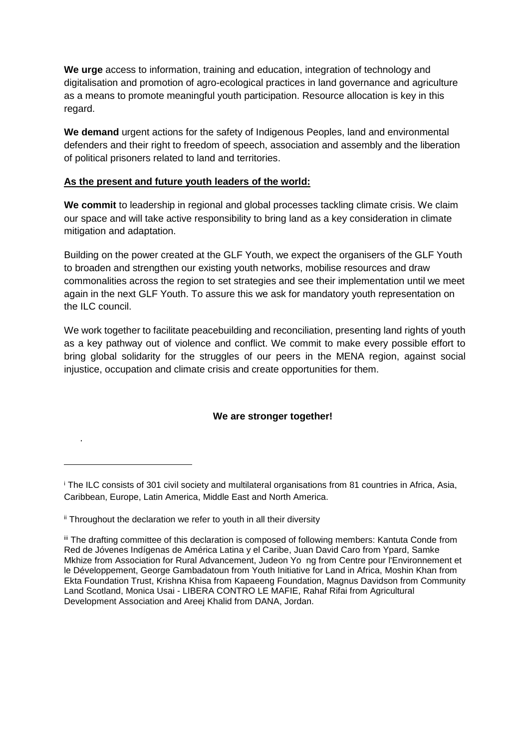**We urge** access to information, training and education, integration of technology and digitalisation and promotion of agro-ecological practices in land governance and agriculture as a means to promote meaningful youth participation. Resource allocation is key in this regard.

**We demand** urgent actions for the safety of Indigenous Peoples, land and environmental defenders and their right to freedom of speech, association and assembly and the liberation of political prisoners related to land and territories.

**<u>As the present and future youth leaders of the world:</u>**

**We commit** to leadership in regional and global processes tackling climate crisis. We claim our space and will take active responsibility to bring land as a key consideration in climate mitigation and adaptation.

Building on the power created at the GLF Youth, we expect the organisers of the GLF Youth to broaden and strengthen our existing youth networks, mobilise resources and draw commonalities across the region to set strategies and see their implementation until we meet again in the next GLF Youth. To assure this we ask for mandatory youth representation on the ILC council.

We work together to facilitate peacebuilding and reconciliation, presenting land rights of youth as a key pathway out of violence and conflict. We commit to make every possible effort to bring global solidarity for the struggles of our peers in the MENA region, against social injustice, occupation and climate crisis and create opportunities for them.

**We are stronger together!**

---

[i] The ILC consists of 301 civil society and multilateral organisations from 81 countries in Africa, Asia, Caribbean, Europe, Latin America, Middle East and North America.

[ii] Throughout the declaration we refer to youth in all their diversity

[iii] The drafting committee of this declaration is composed of following members: Kantuta Conde from Red de Jóvenes Indígenas de América Latina y el Caribe, Juan David Caro from Ypard, Samke Mkhize from Association for Rural Advancement, Judeon Yo ng from Centre pour l'Environnement et le Développement, George Gambadatoun from Youth Initiative for Land in Africa, Moshin Khan from Ekta Foundation Trust, Krishna Khisa from Kapaeeng Foundation, Magnus Davidson from Community Land Scotland, Monica Usai - LIBERA CONTRO LE MAFIE, Rahaf Rifai from Agricultural Development Association and Areej Khalid from DANA, Jordan.